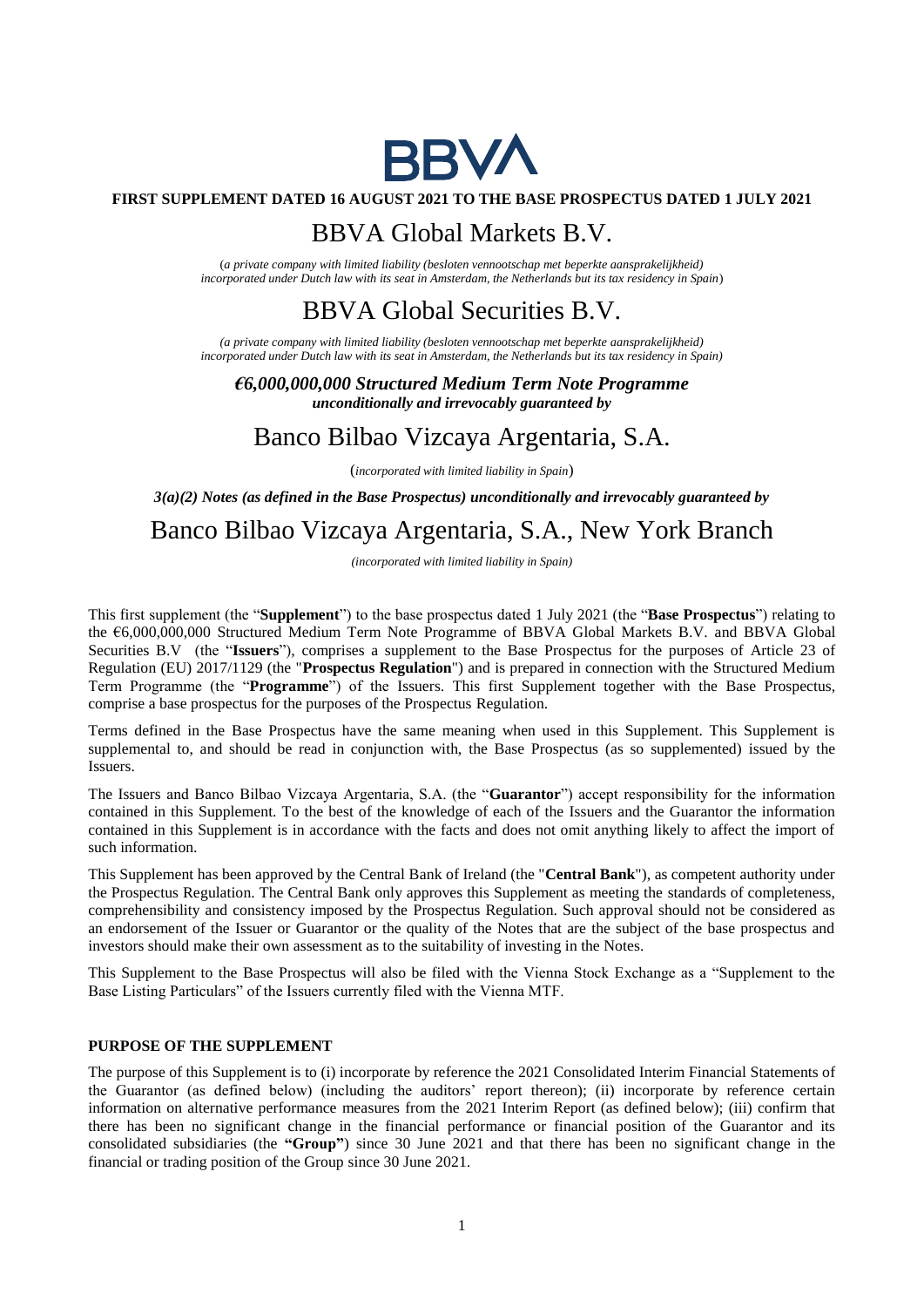BBVA

**FIRST SUPPLEMENT DATED 16 AUGUST 2021 TO THE BASE PROSPECTUS DATED 1 JULY 2021**

# BBVA Global Markets B.V.

(*a private company with limited liability (besloten vennootschap met beperkte aansprakelijkheid) incorporated under Dutch law with its seat in Amsterdam, the Netherlands but its tax residency in Spain*)

# BBVA Global Securities B.V.

*(a private company with limited liability (besloten vennootschap met beperkte aansprakelijkheid) incorporated under Dutch law with its seat in Amsterdam, the Netherlands but its tax residency in Spain)*

***€6,000,000,000 Structured Medium Term Note Programme***
***unconditionally and irrevocably guaranteed by***

# Banco Bilbao Vizcaya Argentaria, S.A.

(*incorporated with limited liability in Spain*)

***3(a)(2) Notes (as defined in the Base Prospectus) unconditionally and irrevocably guaranteed by***

# Banco Bilbao Vizcaya Argentaria, S.A., New York Branch

*(incorporated with limited liability in Spain)*

This first supplement (the "**Supplement**") to the base prospectus dated 1 July 2021 (the "**Base Prospectus**") relating to the €6,000,000,000 Structured Medium Term Note Programme of BBVA Global Markets B.V. and BBVA Global Securities B.V (the "**Issuers**"), comprises a supplement to the Base Prospectus for the purposes of Article 23 of Regulation (EU) 2017/1129 (the "**Prospectus Regulation**") and is prepared in connection with the Structured Medium Term Programme (the "**Programme**") of the Issuers. This first Supplement together with the Base Prospectus, comprise a base prospectus for the purposes of the Prospectus Regulation.

Terms defined in the Base Prospectus have the same meaning when used in this Supplement. This Supplement is supplemental to, and should be read in conjunction with, the Base Prospectus (as so supplemented) issued by the Issuers.

The Issuers and Banco Bilbao Vizcaya Argentaria, S.A. (the "**Guarantor**") accept responsibility for the information contained in this Supplement. To the best of the knowledge of each of the Issuers and the Guarantor the information contained in this Supplement is in accordance with the facts and does not omit anything likely to affect the import of such information.

This Supplement has been approved by the Central Bank of Ireland (the "**Central Bank**"), as competent authority under the Prospectus Regulation. The Central Bank only approves this Supplement as meeting the standards of completeness, comprehensibility and consistency imposed by the Prospectus Regulation. Such approval should not be considered as an endorsement of the Issuer or Guarantor or the quality of the Notes that are the subject of the base prospectus and investors should make their own assessment as to the suitability of investing in the Notes.

This Supplement to the Base Prospectus will also be filed with the Vienna Stock Exchange as a "Supplement to the Base Listing Particulars" of the Issuers currently filed with the Vienna MTF.

## PURPOSE OF THE SUPPLEMENT

The purpose of this Supplement is to (i) incorporate by reference the 2021 Consolidated Interim Financial Statements of the Guarantor (as defined below) (including the auditors' report thereon); (ii) incorporate by reference certain information on alternative performance measures from the 2021 Interim Report (as defined below); (iii) confirm that there has been no significant change in the financial performance or financial position of the Guarantor and its consolidated subsidiaries (the **"Group"**) since 30 June 2021 and that there has been no significant change in the financial or trading position of the Group since 30 June 2021.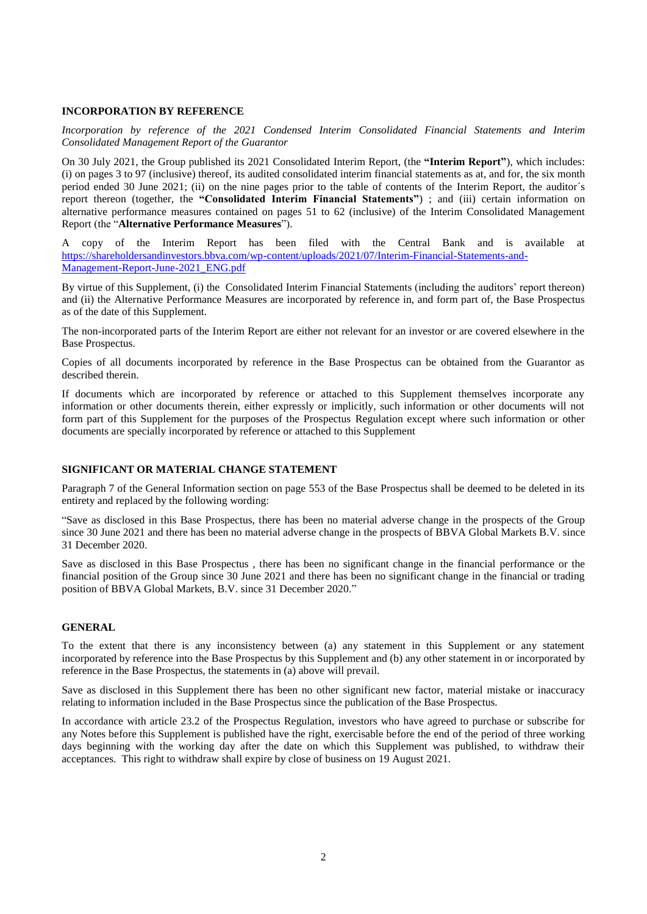## INCORPORATION BY REFERENCE

*Incorporation by reference of the 2021 Condensed Interim Consolidated Financial Statements and Interim Consolidated Management Report of the Guarantor*

On 30 July 2021, the Group published its 2021 Consolidated Interim Report, (the **"Interim Report"**), which includes: (i) on pages 3 to 97 (inclusive) thereof, its audited consolidated interim financial statements as at, and for, the six month period ended 30 June 2021; (ii) on the nine pages prior to the table of contents of the Interim Report, the auditor´s report thereon (together, the **"Consolidated Interim Financial Statements"**) ; and (iii) certain information on alternative performance measures contained on pages 51 to 62 (inclusive) of the Interim Consolidated Management Report (the "**Alternative Performance Measures**").

A copy of the Interim Report has been filed with the Central Bank and is available at https://shareholdersandinvestors.bbva.com/wp-content/uploads/2021/07/Interim-Financial-Statements-and-Management-Report-June-2021_ENG.pdf

By virtue of this Supplement, (i) the Consolidated Interim Financial Statements (including the auditors' report thereon) and (ii) the Alternative Performance Measures are incorporated by reference in, and form part of, the Base Prospectus as of the date of this Supplement.

The non-incorporated parts of the Interim Report are either not relevant for an investor or are covered elsewhere in the Base Prospectus.

Copies of all documents incorporated by reference in the Base Prospectus can be obtained from the Guarantor as described therein.

If documents which are incorporated by reference or attached to this Supplement themselves incorporate any information or other documents therein, either expressly or implicitly, such information or other documents will not form part of this Supplement for the purposes of the Prospectus Regulation except where such information or other documents are specially incorporated by reference or attached to this Supplement

## SIGNIFICANT OR MATERIAL CHANGE STATEMENT

Paragraph 7 of the General Information section on page 553 of the Base Prospectus shall be deemed to be deleted in its entirety and replaced by the following wording:

"Save as disclosed in this Base Prospectus, there has been no material adverse change in the prospects of the Group since 30 June 2021 and there has been no material adverse change in the prospects of BBVA Global Markets B.V. since 31 December 2020.

Save as disclosed in this Base Prospectus , there has been no significant change in the financial performance or the financial position of the Group since 30 June 2021 and there has been no significant change in the financial or trading position of BBVA Global Markets, B.V. since 31 December 2020."

## GENERAL

To the extent that there is any inconsistency between (a) any statement in this Supplement or any statement incorporated by reference into the Base Prospectus by this Supplement and (b) any other statement in or incorporated by reference in the Base Prospectus, the statements in (a) above will prevail.

Save as disclosed in this Supplement there has been no other significant new factor, material mistake or inaccuracy relating to information included in the Base Prospectus since the publication of the Base Prospectus.

In accordance with article 23.2 of the Prospectus Regulation, investors who have agreed to purchase or subscribe for any Notes before this Supplement is published have the right, exercisable before the end of the period of three working days beginning with the working day after the date on which this Supplement was published, to withdraw their acceptances. This right to withdraw shall expire by close of business on 19 August 2021.